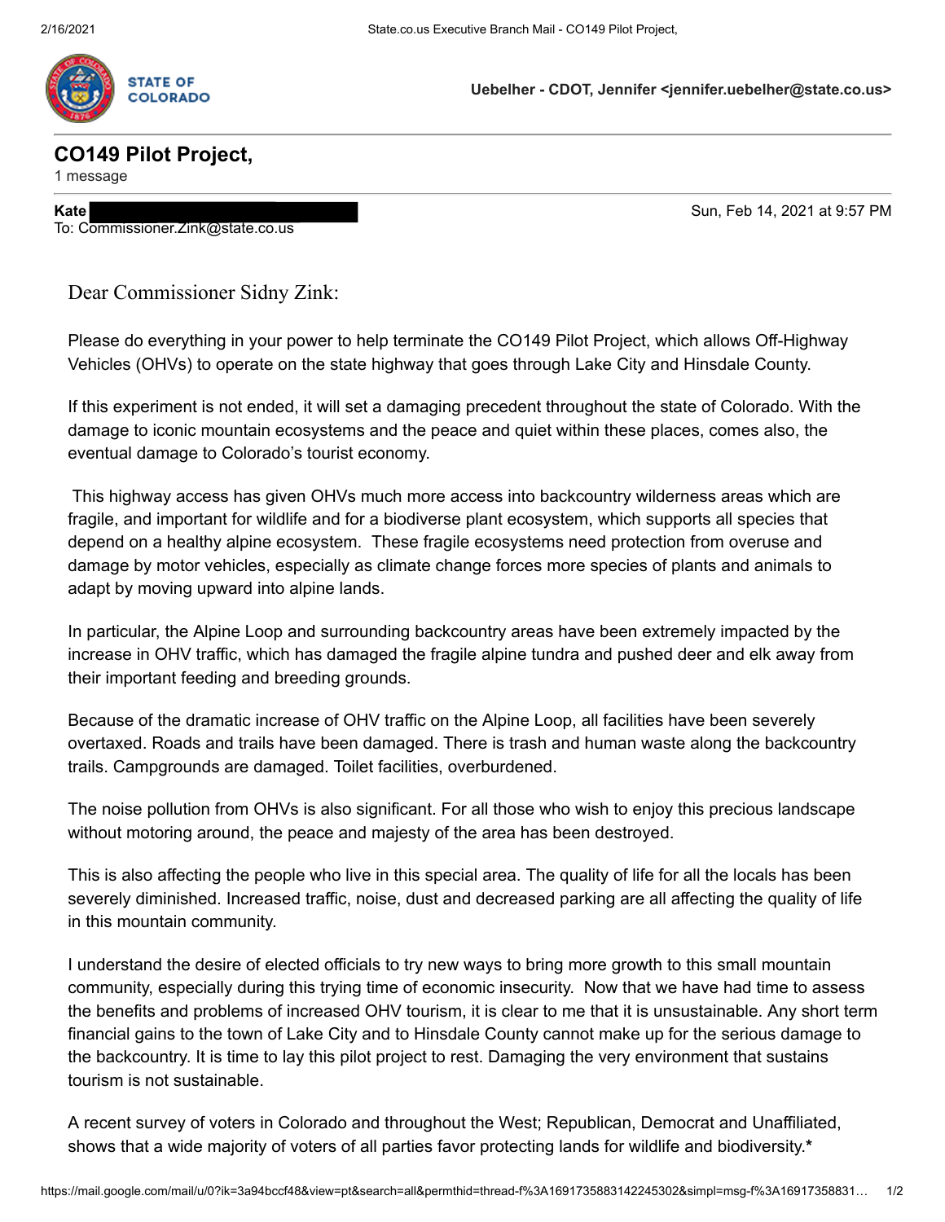**STATE OF COLORADO**

**Uebelher - CDOT, Jennifer <jennifer.uebelher@state.co.us>**

# CO149 Pilot Project,

1 message

**Kate** [redacted] — Sun, Feb 14, 2021 at 9:57 PM

To: Commissioner.Zink@state.co.us

Dear Commissioner Sidny Zink:

Please do everything in your power to help terminate the CO149 Pilot Project, which allows Off-Highway Vehicles (OHVs) to operate on the state highway that goes through Lake City and Hinsdale County.

If this experiment is not ended, it will set a damaging precedent throughout the state of Colorado. With the damage to iconic mountain ecosystems and the peace and quiet within these places, comes also, the eventual damage to Colorado's tourist economy.

This highway access has given OHVs much more access into backcountry wilderness areas which are fragile, and important for wildlife and for a biodiverse plant ecosystem, which supports all species that depend on a healthy alpine ecosystem. These fragile ecosystems need protection from overuse and damage by motor vehicles, especially as climate change forces more species of plants and animals to adapt by moving upward into alpine lands.

In particular, the Alpine Loop and surrounding backcountry areas have been extremely impacted by the increase in OHV traffic, which has damaged the fragile alpine tundra and pushed deer and elk away from their important feeding and breeding grounds.

Because of the dramatic increase of OHV traffic on the Alpine Loop, all facilities have been severely overtaxed. Roads and trails have been damaged. There is trash and human waste along the backcountry trails. Campgrounds are damaged. Toilet facilities, overburdened.

The noise pollution from OHVs is also significant. For all those who wish to enjoy this precious landscape without motoring around, the peace and majesty of the area has been destroyed.

This is also affecting the people who live in this special area. The quality of life for all the locals has been severely diminished. Increased traffic, noise, dust and decreased parking are all affecting the quality of life in this mountain community.

I understand the desire of elected officials to try new ways to bring more growth to this small mountain community, especially during this trying time of economic insecurity. Now that we have had time to assess the benefits and problems of increased OHV tourism, it is clear to me that it is unsustainable. Any short term financial gains to the town of Lake City and to Hinsdale County cannot make up for the serious damage to the backcountry. It is time to lay this pilot project to rest. Damaging the very environment that sustains tourism is not sustainable.

A recent survey of voters in Colorado and throughout the West; Republican, Democrat and Unaffiliated, shows that a wide majority of voters of all parties favor protecting lands for wildlife and biodiversity.**\***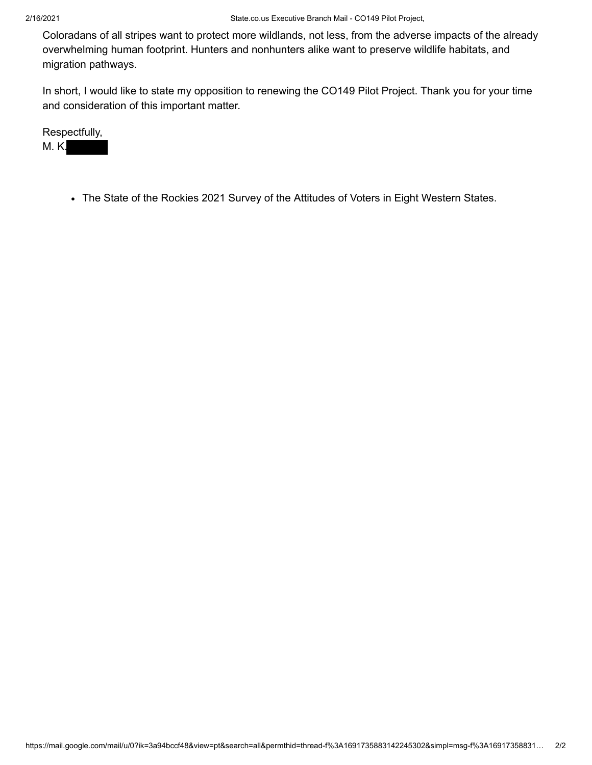Coloradans of all stripes want to protect more wildlands, not less, from the adverse impacts of the already overwhelming human footprint. Hunters and nonhunters alike want to preserve wildlife habitats, and migration pathways.

In short, I would like to state my opposition to renewing the CO149 Pilot Project. Thank you for your time and consideration of this important matter.

Respectfully,
M. K.

- The State of the Rockies 2021 Survey of the Attitudes of Voters in Eight Western States.